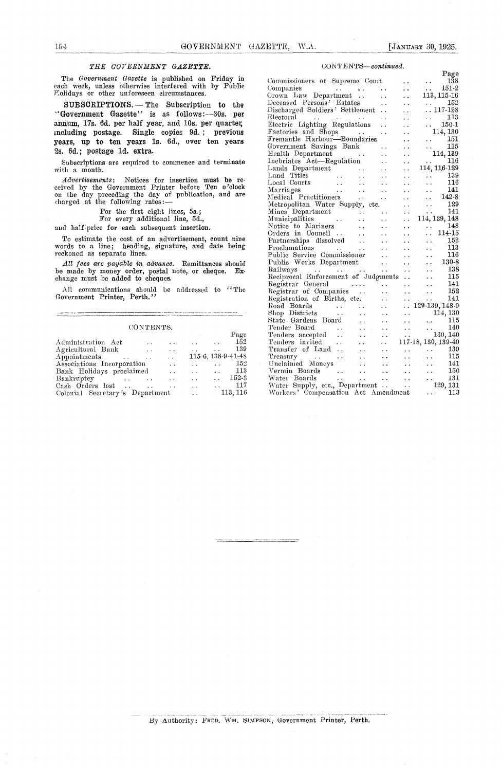## THE GOVERNMENT GAZETTE.

The *Government Gazette* is published on Friday in each week, unless otherwise interfered with by Public Holidays or other unforeseen circumstances.

**SUBSCRIPTIONS.** — The Subscription to the "Government Gazette" is as follows:—30s. per annum, 17s. 6d. per half year, and 10s. per quarter, including postage. Single copies 9d.; previous years, up to ten years 1s. 6d., over ten years 2s. 6d.; postage 1d. extra.

Subscriptions are required to commence and terminate with a month.

*Advertisements*: Notices for insertion must be received by the Government Printer before Ten o'clock on the day preceding the day of publication, and are charged at the following rates:—

For the first eight lines, 5s.;
For every additional line, 5d.,

and half-price for each subsequent insertion.

To estimate the cost of an advertisement, count nine words to a line; heading, signature, and date being reckoned as separate lines.

*All fees are payable in advance.* Remittances should be made by money order, postal note, or cheque. Exchange must be added to cheques.

All communications should be addressed to "The Government Printer, Perth."

## CONTENTS.

| | Page |
|---|---|
| Administration Act | 152 |
| Agricultural Bank | 139 |
| Appointments | 115-6, 138-9-41-48 |
| Associations Incorporation | 152 |
| Bank Holidays proclaimed | 113 |
| Bankruptcy | 152-3 |
| Cash Orders lost | 117 |
| Colonial Secretary's Department | 113, 116 |
| Commissioners of Supreme Court | 138 |
| Companies | 151-2 |
| Crown Law Department | 113, 115-16 |
| Deceased Persons' Estates | 152 |
| Discharged Soldiers' Settlement | 117-128 |
| Electoral | 113 |
| Electric Lighting Regulations | 150-1 |
| Factories and Shops | 114, 130 |
| Fremantle Harbour—Boundaries | 151 |
| Government Savings Bank | 115 |
| Health Department | 114, 139 |
| Inebriates Act—Regulation | 116 |
| Lands Department | 114, 116-129 |
| Land Titles | 139 |
| Local Courts | 116 |
| Marriages | 141 |
| Medical Practitioners | 142-8 |
| Metropolitan Water Supply, etc. | 129 |
| Mines Department | 141 |
| Municipalities | 114, 129, 148 |
| Notice to Mariners | 148 |
| Orders in Council | 114-15 |
| Partnerships dissolved | 152 |
| Proclamations | 113 |
| Public Service Commissioner | 116 |
| Public Works Department | 130-8 |
| Railways | 138 |
| Reciprocal Enforcement of Judgments | 115 |
| Registrar General | 141 |
| Registrar of Companies | 152 |
| Registration of Births, etc. | 141 |
| Road Boards | 129-139, 148-9 |
| Shop Districts | 114, 130 |
| State Gardens Board | 115 |
| Tender Board | 140 |
| Tenders accepted | 130, 140 |
| Tenders invited | 117-18, 130, 139-40 |
| Transfer of Land | 139 |
| Treasury | 115 |
| Unclaimed Moneys | 141 |
| Vermin Boards | 150 |
| Water Boards | 131 |
| Water Supply, etc., Department | 129, 131 |
| Workers' Compensation Act Amendment | 113 |

By Authority: FRED. WM. SIMPSON, Government Printer, Perth.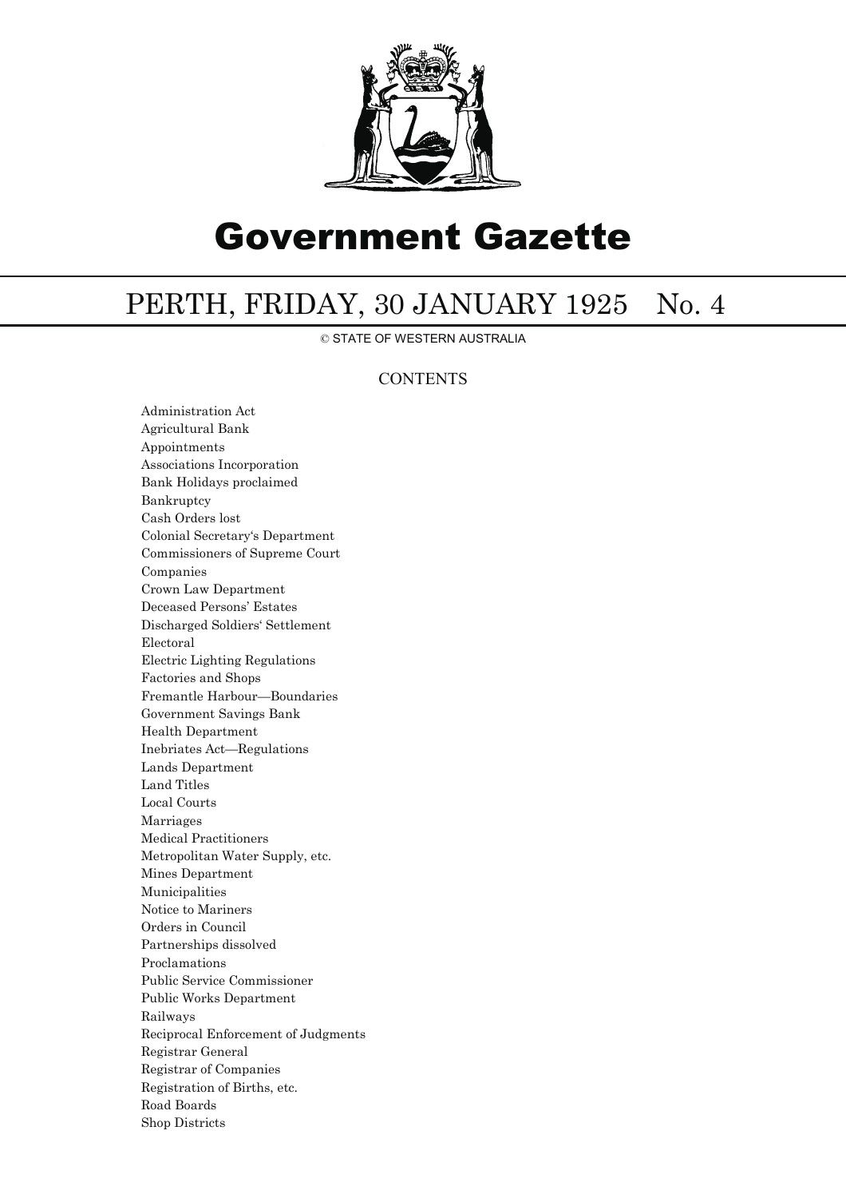# Government Gazette

## PERTH, FRIDAY, 30 JANUARY 1925 No. 4

© STATE OF WESTERN AUSTRALIA

CONTENTS

Administration Act
Agricultural Bank
Appointments
Associations Incorporation
Bank Holidays proclaimed
Bankruptcy
Cash Orders lost
Colonial Secretary's Department
Commissioners of Supreme Court
Companies
Crown Law Department
Deceased Persons' Estates
Discharged Soldiers' Settlement
Electoral
Electric Lighting Regulations
Factories and Shops
Fremantle Harbour—Boundaries
Government Savings Bank
Health Department
Inebriates Act—Regulations
Lands Department
Land Titles
Local Courts
Marriages
Medical Practitioners
Metropolitan Water Supply, etc.
Mines Department
Municipalities
Notice to Mariners
Orders in Council
Partnerships dissolved
Proclamations
Public Service Commissioner
Public Works Department
Railways
Reciprocal Enforcement of Judgments
Registrar General
Registrar of Companies
Registration of Births, etc.
Road Boards
Shop Districts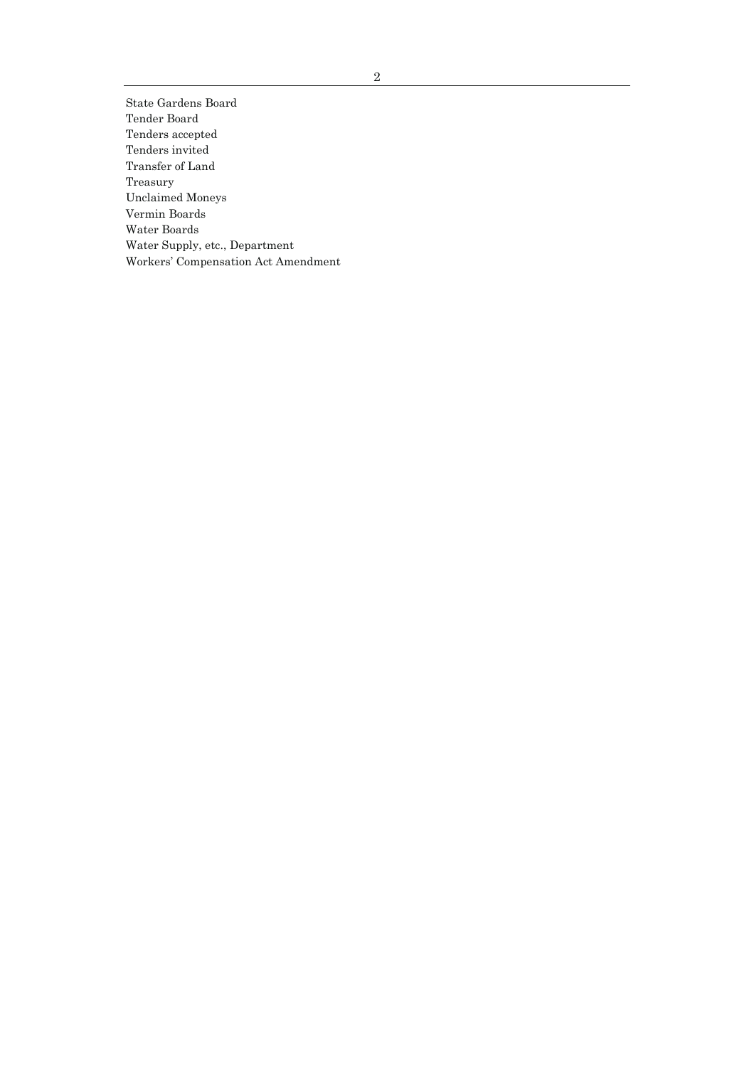State Gardens Board
Tender Board
Tenders accepted
Tenders invited
Transfer of Land
Treasury
Unclaimed Moneys
Vermin Boards
Water Boards
Water Supply, etc., Department
Workers' Compensation Act Amendment